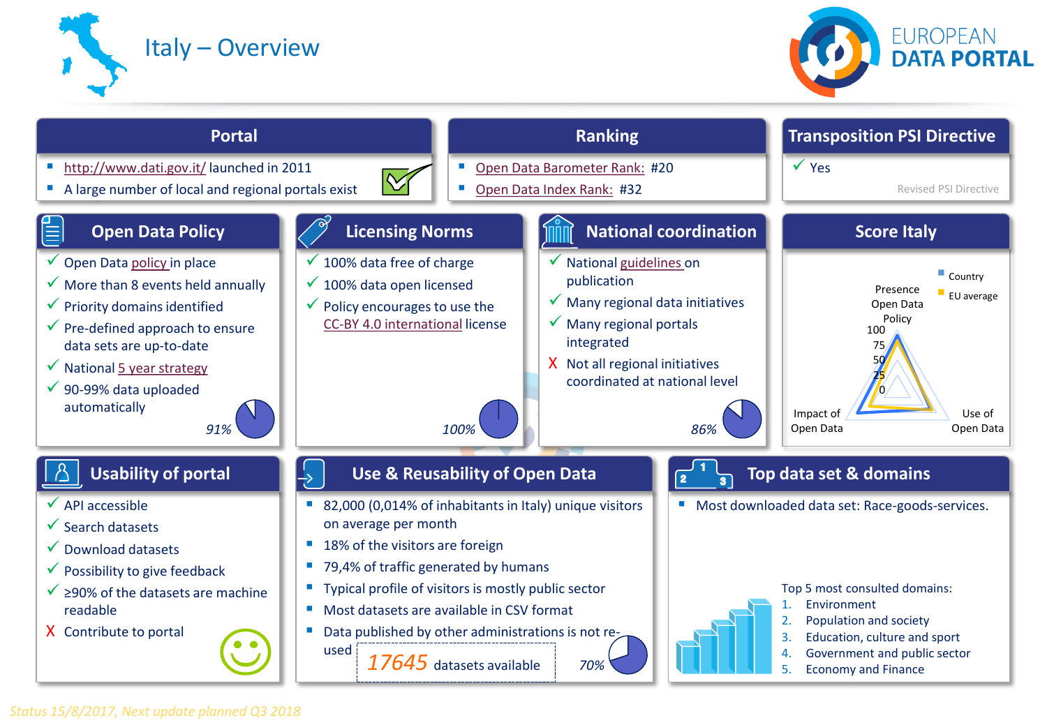# Italy – Overview

EUROPEAN DATA PORTAL

## Portal

- http://www.dati.gov.it/ launched in 2011
- A large number of local and regional portals exist

## Ranking

- Open Data Barometer Rank: #20
- Open Data Index Rank: #32

## Transposition PSI Directive

✓ Yes

Revised PSI Directive

## Open Data Policy

- ✓ Open Data policy in place
- ✓ More than 8 events held annually
- ✓ Priority domains identified
- ✓ Pre-defined approach to ensure data sets are up-to-date
- ✓ National 5 year strategy
- ✓ 90-99% data uploaded automatically

*91%*

## Licensing Norms

- ✓ 100% data free of charge
- ✓ 100% data open licensed
- ✓ Policy encourages to use the CC-BY 4.0 international license

*100%*

## National coordination

- ✓ National guidelines on publication
- ✓ Many regional data initiatives
- ✓ Many regional portals integrated
- X Not all regional initiatives coordinated at national level

*86%*

## Score Italy

Country / EU average

Presence Open Data Policy; Impact of Open Data; Use of Open Data (scale 0, 25, 50, 75, 100)

## Usability of portal

- ✓ API accessible
- ✓ Search datasets
- ✓ Download datasets
- ✓ Possibility to give feedback
- ✓ ≥90% of the datasets are machine readable
- X Contribute to portal

## Use & Reusability of Open Data

- 82,000 (0,014% of inhabitants in Italy) unique visitors on average per month
- 18% of the visitors are foreign
- 79,4% of traffic generated by humans
- Typical profile of visitors is mostly public sector
- Most datasets are available in CSV format
- Data published by other administrations is not re-used

*17645* datasets available

*70%*

## Top data set & domains

- Most downloaded data set: Race-goods-services.

Top 5 most consulted domains:

1. Environment
2. Population and society
3. Education, culture and sport
4. Government and public sector
5. Economy and Finance

*Status 15/8/2017, Next update planned Q3 2018*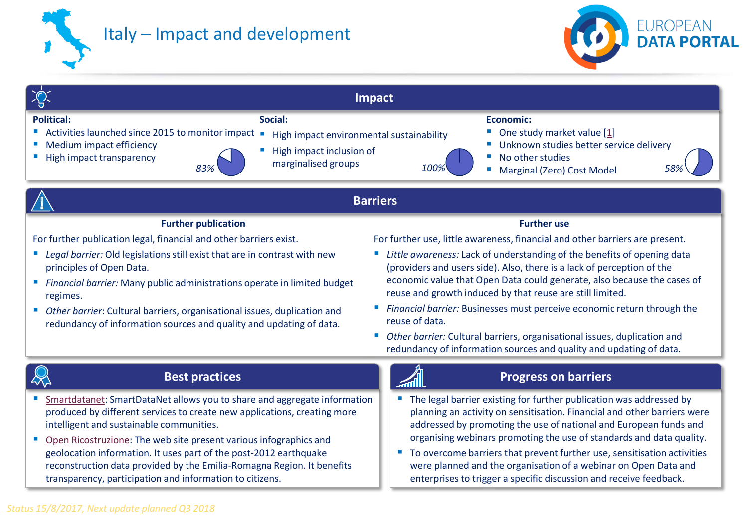# Italy – Impact and development

## Impact

**Political:**

- Activities launched since 2015 to monitor impact
- Medium impact efficiency
- High impact transparency

*83%*

**Social:**

- High impact environmental sustainability
- High impact inclusion of marginalised groups

*100%*

**Economic:**

- One study market value [1]
- Unknown studies better service delivery
- No other studies
- Marginal (Zero) Cost Model

*58%*

## Barriers

### Further publication

For further publication legal, financial and other barriers exist.

- *Legal barrier:* Old legislations still exist that are in contrast with new principles of Open Data.
- *Financial barrier:* Many public administrations operate in limited budget regimes.
- *Other barrier*: Cultural barriers, organisational issues, duplication and redundancy of information sources and quality and updating of data.

### Further use

For further use, little awareness, financial and other barriers are present.

- *Little awareness:* Lack of understanding of the benefits of opening data (providers and users side). Also, there is a lack of perception of the economic value that Open Data could generate, also because the cases of reuse and growth induced by that reuse are still limited.
- *Financial barrier:* Businesses must perceive economic return through the reuse of data.
- *Other barrier:* Cultural barriers, organisational issues, duplication and redundancy of information sources and quality and updating of data.

## Best practices

- Smartdatanet: SmartDataNet allows you to share and aggregate information produced by different services to create new applications, creating more intelligent and sustainable communities.
- Open Ricostruzione: The web site present various infographics and geolocation information. It uses part of the post-2012 earthquake reconstruction data provided by the Emilia-Romagna Region. It benefits transparency, participation and information to citizens.

## Progress on barriers

- The legal barrier existing for further publication was addressed by planning an activity on sensitisation. Financial and other barriers were addressed by promoting the use of national and European funds and organising webinars promoting the use of standards and data quality.
- To overcome barriers that prevent further use, sensitisation activities were planned and the organisation of a webinar on Open Data and enterprises to trigger a specific discussion and receive feedback.

*Status 15/8/2017, Next update planned Q3 2018*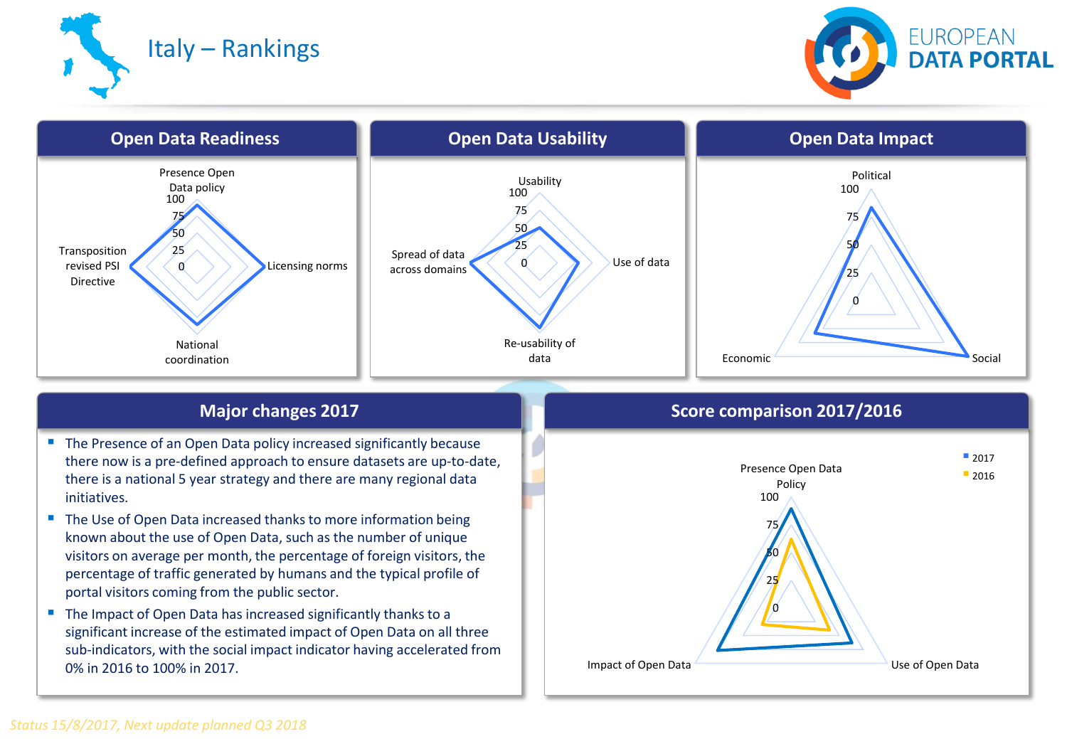# Italy – Rankings

## Open Data Readiness

Presence Open Data policy
100
75
50
25
0
Licensing norms
National coordination
Transposition revised PSI Directive

## Open Data Usability

Usability
100
75
50
25
0
Use of data
Re-usability of data
Spread of data across domains

## Open Data Impact

Political
100
75
50
25
0
Social
Economic

## Major changes 2017

- The Presence of an Open Data policy increased significantly because there now is a pre-defined approach to ensure datasets are up-to-date, there is a national 5 year strategy and there are many regional data initiatives.
- The Use of Open Data increased thanks to more information being known about the use of Open Data, such as the number of unique visitors on average per month, the percentage of foreign visitors, the percentage of traffic generated by humans and the typical profile of portal visitors coming from the public sector.
- The Impact of Open Data has increased significantly thanks to a significant increase of the estimated impact of Open Data on all three sub-indicators, with the social impact indicator having accelerated from 0% in 2016 to 100% in 2017.

## Score comparison 2017/2016

2017
2016

Presence Open Data Policy
100
75
50
25
0
Use of Open Data
Impact of Open Data

*Status 15/8/2017, Next update planned Q3 2018*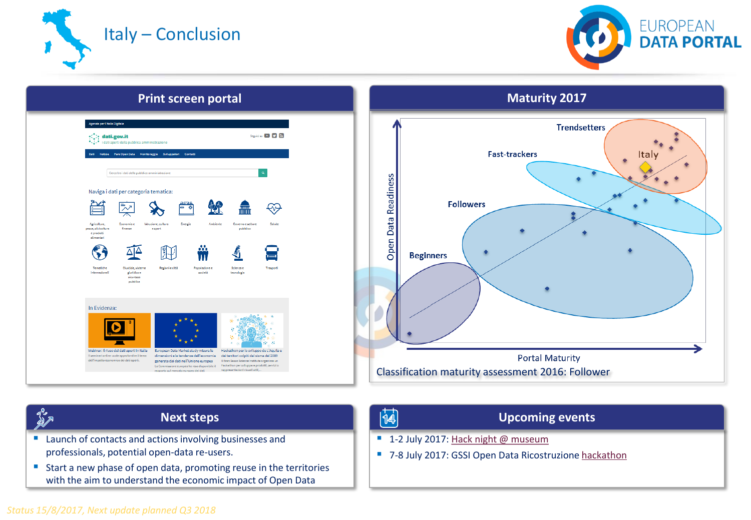# Italy – Conclusion

EUROPEAN DATA PORTAL

## Print screen portal

Agenzia per l'Italia Digitale

dati.gov.it

i dati aperti della pubblica amministrazione

Dati · Notizie · Fare Open Data · Monitoraggio · Sviluppatori · Contatti

Naviga i dati per categoria tematica:

Agricoltura, pesca, silvicoltura e prodotti alimentari · Economia e finanze · Istruzione, cultura e sport · Energia · Ambiente · Governo e settore pubblico · Salute · Tematiche internazionali · Giustizia, sistema giuridico e sicurezza pubblica · Regioni e città · Popolazione e società · Scienza e tecnologia · Trasporti

In Evidenza:

## Maturity 2017

Trendsetters

Fast-trackers

Followers

Beginners

Italy

Open Data Readiness

Portal Maturity

Classification maturity assessment 2016: Follower

## Next steps

- Launch of contacts and actions involving businesses and professionals, potential open-data re-users.
- Start a new phase of open data, promoting reuse in the territories with the aim to understand the economic impact of Open Data

## Upcoming events

- 1-2 July 2017: Hack night @ museum
- 7-8 July 2017: GSSI Open Data Ricostruzione hackathon

*Status 15/8/2017, Next update planned Q3 2018*